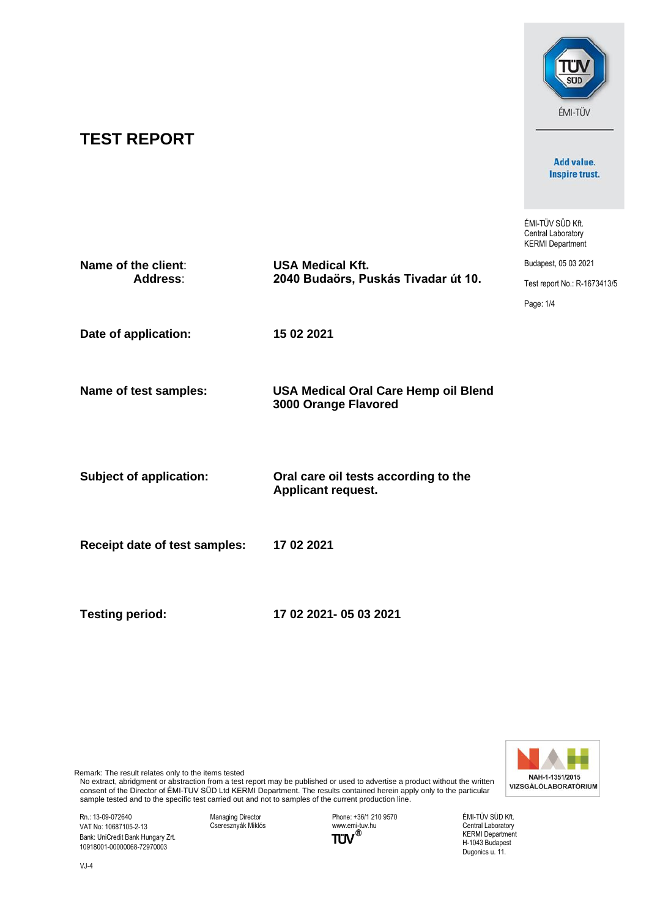# TEST REPORT

ÉMI-TÜV SÜD Kft.
Central Laboratory
KERMI Department

Budapest, 05 03 2021

Test report No.: R-1673413/5

**Name of the client**: **USA Medical Kft.**
**Address**: **2040 Budaörs, Puskás Tivadar út 10.**

**Date of application:** **15 02 2021**

**Name of test samples:** **USA Medical Oral Care Hemp oil Blend 3000 Orange Flavored**

**Subject of application:** **Oral care oil tests according to the Applicant request.**

**Receipt date of test samples:** **17 02 2021**

**Testing period:** **17 02 2021- 05 03 2021**

NAH-1-1351/2015
VIZSGÁLÓLABORATÓRIUM

Remark: The result relates only to the items tested
No extract, abridgment or abstraction from a test report may be published or used to advertise a product without the written consent of the Director of ÉMI-TUV SÜD Ltd KERMI Department. The results contained herein apply only to the particular sample tested and to the specific test carried out and not to samples of the current production line.

Rn.: 13-09-072640
VAT No: 10687105-2-13
Bank: UniCredit Bank Hungary Zrt.
10918001-00000068-72970003

Managing Director
Cseresznyák Miklós

Phone: +36/1 210 9570
www.emi-tuv.hu

ÉMI-TÜV SÜD Kft.
Central Laboratory
KERMI Department
H-1043 Budapest
Dugonics u. 11.

VJ-4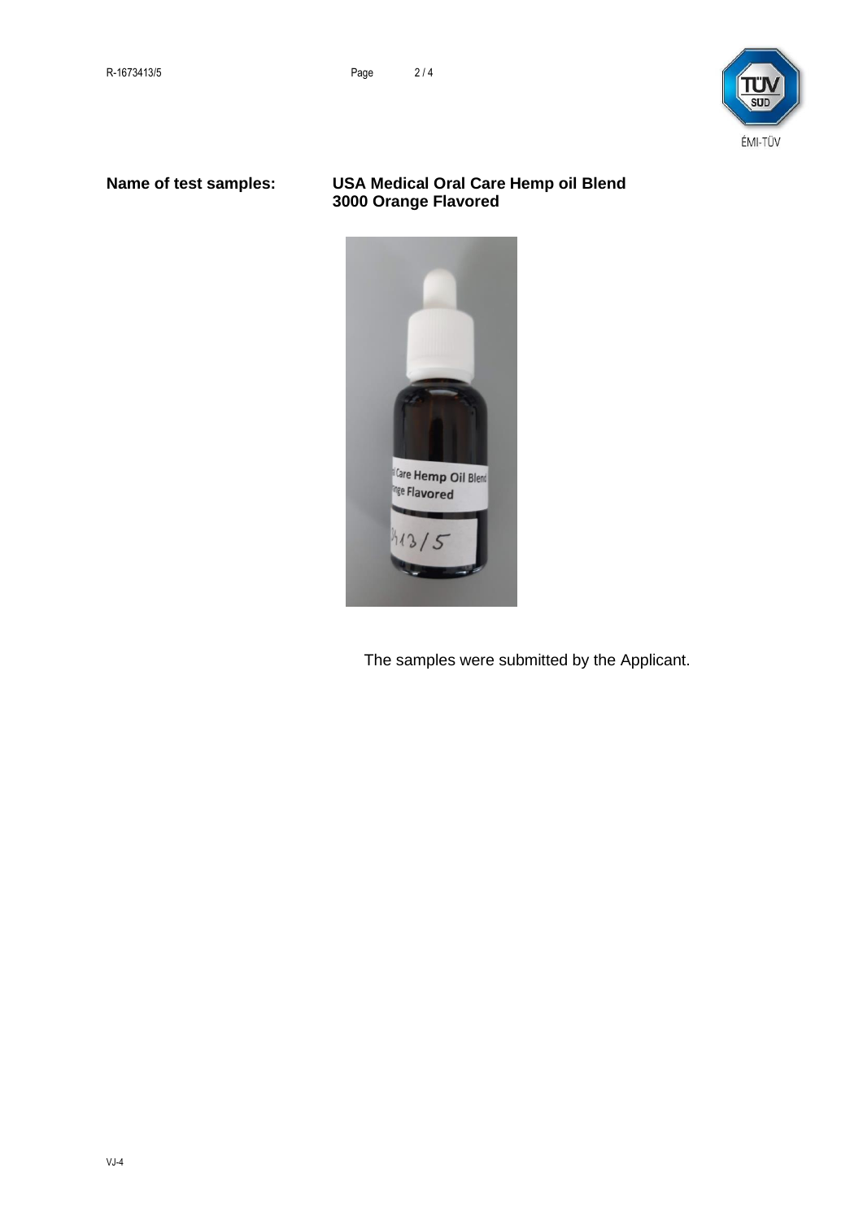**Name of test samples:** **USA Medical Oral Care Hemp oil Blend 3000 Orange Flavored**

The samples were submitted by the Applicant.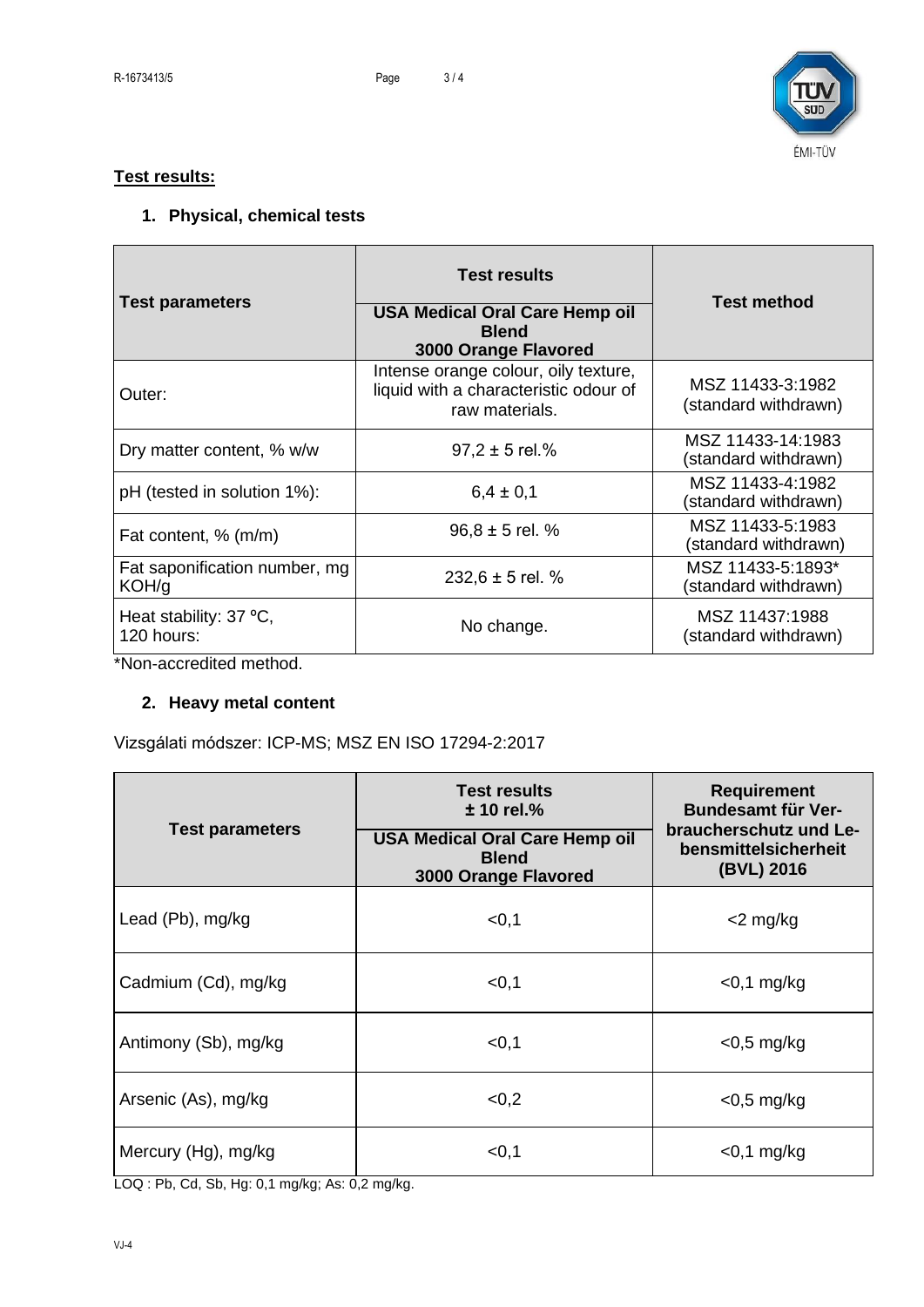**Test results:**

## 1. Physical, chemical tests

| Test parameters | Test results<br>USA Medical Oral Care Hemp oil Blend<br>3000 Orange Flavored | Test method |
| --- | --- | --- |
| Outer: | Intense orange colour, oily texture, liquid with a characteristic odour of raw materials. | MSZ 11433-3:1982 (standard withdrawn) |
| Dry matter content, % w/w | 97,2 ± 5 rel.% | MSZ 11433-14:1983 (standard withdrawn) |
| pH (tested in solution 1%): | 6,4 ± 0,1 | MSZ 11433-4:1982 (standard withdrawn) |
| Fat content, % (m/m) | 96,8 ± 5 rel. % | MSZ 11433-5:1983 (standard withdrawn) |
| Fat saponification number, mg KOH/g | 232,6 ± 5 rel. % | MSZ 11433-5:1893* (standard withdrawn) |
| Heat stability: 37 °C, 120 hours: | No change. | MSZ 11437:1988 (standard withdrawn) |

*Non-accredited method.

## 2. Heavy metal content

Vizsgálati módszer: ICP-MS; MSZ EN ISO 17294-2:2017

| Test parameters | Test results ± 10 rel.%<br>USA Medical Oral Care Hemp oil Blend<br>3000 Orange Flavored | Requirement Bundesamt für Verbraucherschutz und Lebensmittelsicherheit (BVL) 2016 |
| --- | --- | --- |
| Lead (Pb), mg/kg | <0,1 | <2 mg/kg |
| Cadmium (Cd), mg/kg | <0,1 | <0,1 mg/kg |
| Antimony (Sb), mg/kg | <0,1 | <0,5 mg/kg |
| Arsenic (As), mg/kg | <0,2 | <0,5 mg/kg |
| Mercury (Hg), mg/kg | <0,1 | <0,1 mg/kg |

LOQ : Pb, Cd, Sb, Hg: 0,1 mg/kg; As: 0,2 mg/kg.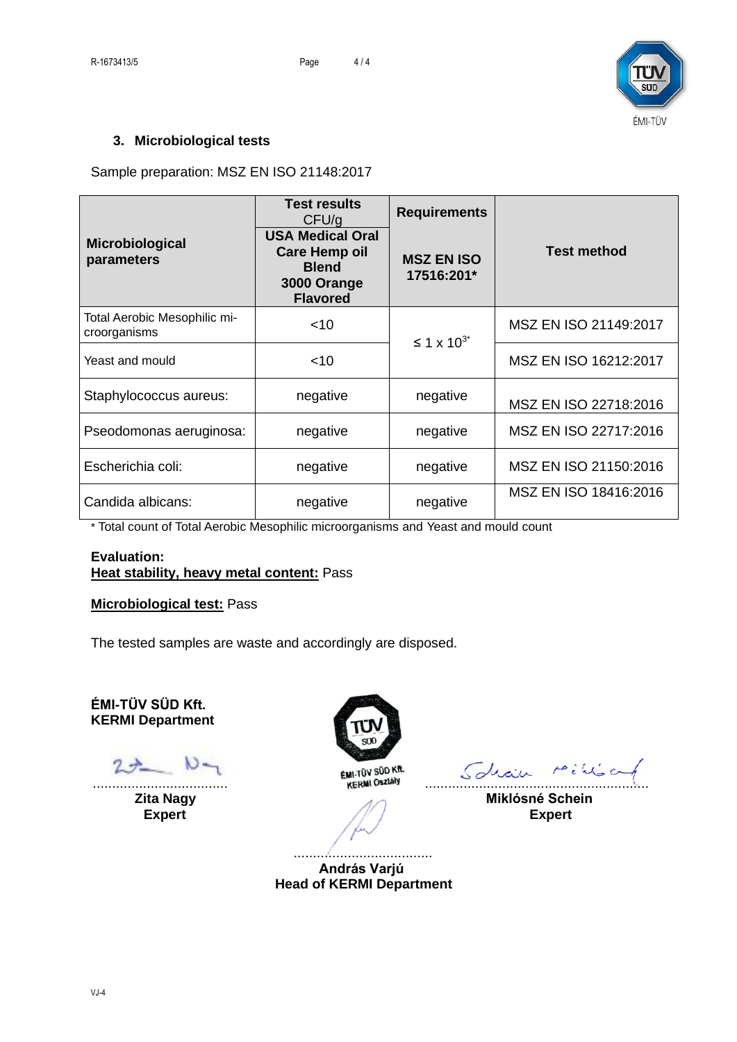### 3. Microbiological tests

Sample preparation: MSZ EN ISO 21148:2017

| Microbiological parameters | Test results CFU/g USA Medical Oral Care Hemp oil Blend 3000 Orange Flavored | Requirements MSZ EN ISO 17516:201* | Test method |
|---|---|---|---|
| Total Aerobic Mesophilic microorganisms | <10 | ≤ 1 x $10^{3*}$ | MSZ EN ISO 21149:2017 |
| Yeast and mould | <10 | | MSZ EN ISO 16212:2017 |
| Staphylococcus aureus: | negative | negative | MSZ EN ISO 22718:2016 |
| Pseodomonas aeruginosa: | negative | negative | MSZ EN ISO 22717:2016 |
| Escherichia coli: | negative | negative | MSZ EN ISO 21150:2016 |
| Candida albicans: | negative | negative | MSZ EN ISO 18416:2016 |

* Total count of Total Aerobic Mesophilic microorganisms and Yeast and mould count

**Evaluation:**
**Heat stability, heavy metal content:** Pass

**Microbiological test:** Pass

The tested samples are waste and accordingly are disposed.

**ÉMI-TÜV SÜD Kft.**
**KERMI Department**

ÉMI-TÜV SÜD Kft.
KERMI Osztály

**Zita Nagy**
**Expert**

**Miklósné Schein**
**Expert**

**András Varjú**
**Head of KERMI Department**